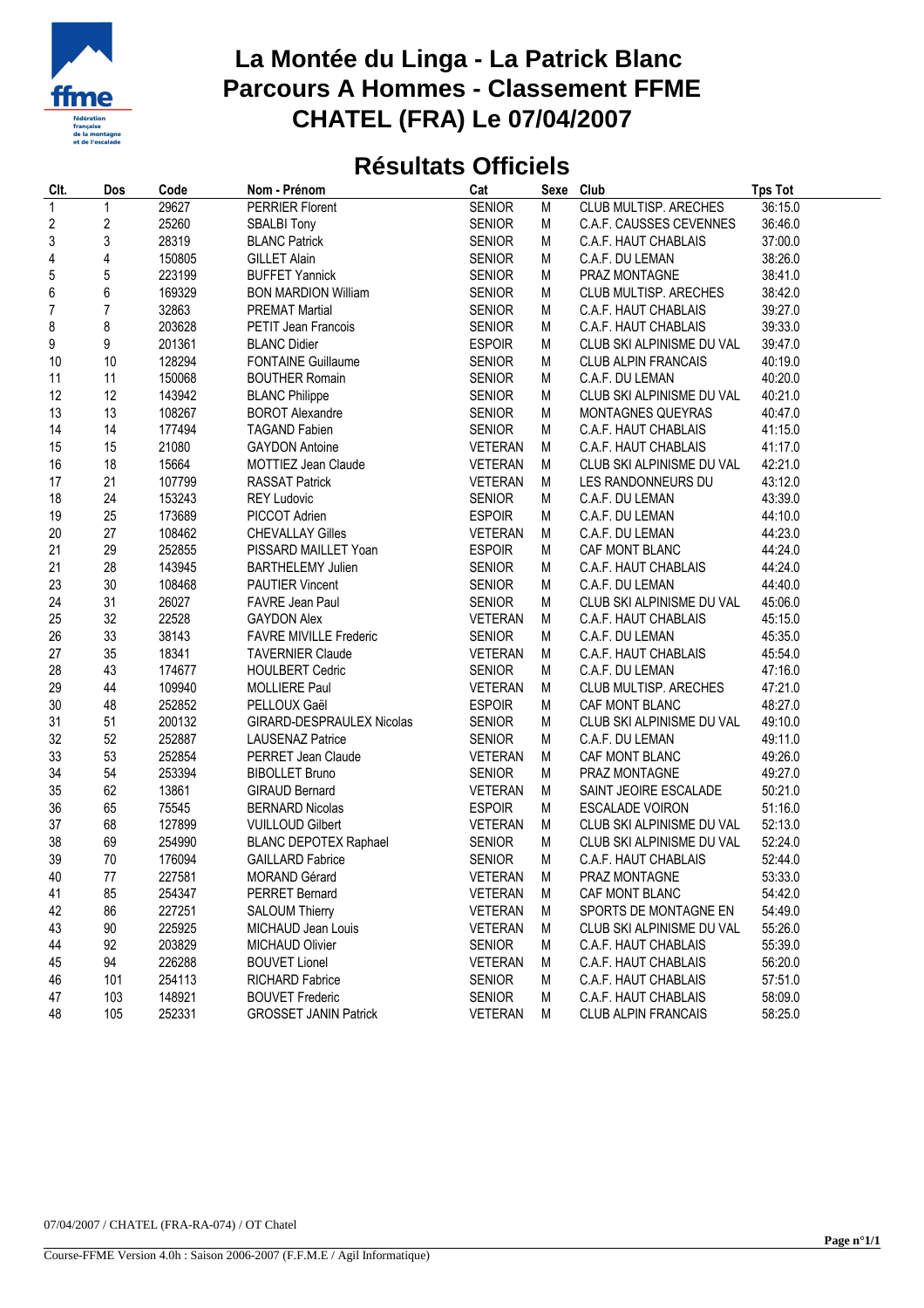# La Montée du Linga - La Patrick Blanc
# Parcours A Hommes - Classement FFME
# CHATEL (FRA) Le 07/04/2007

## Résultats Officiels

| Clt. | Dos | Code | Nom - Prénom | Cat | Sexe | Club | Tps Tot |
|---|---|---|---|---|---|---|---|
| 1 | 1 | 29627 | PERRIER Florent | SENIOR | M | CLUB MULTISP. ARECHES | 36:15.0 |
| 2 | 2 | 25260 | SBALBI Tony | SENIOR | M | C.A.F. CAUSSES CEVENNES | 36:46.0 |
| 3 | 3 | 28319 | BLANC Patrick | SENIOR | M | C.A.F. HAUT CHABLAIS | 37:00.0 |
| 4 | 4 | 150805 | GILLET Alain | SENIOR | M | C.A.F. DU LEMAN | 38:26.0 |
| 5 | 5 | 223199 | BUFFET Yannick | SENIOR | M | PRAZ MONTAGNE | 38:41.0 |
| 6 | 6 | 169329 | BON MARDION William | SENIOR | M | CLUB MULTISP. ARECHES | 38:42.0 |
| 7 | 7 | 32863 | PREMAT Martial | SENIOR | M | C.A.F. HAUT CHABLAIS | 39:27.0 |
| 8 | 8 | 203628 | PETIT Jean Francois | SENIOR | M | C.A.F. HAUT CHABLAIS | 39:33.0 |
| 9 | 9 | 201361 | BLANC Didier | ESPOIR | M | CLUB SKI ALPINISME DU VAL | 39:47.0 |
| 10 | 10 | 128294 | FONTAINE Guillaume | SENIOR | M | CLUB ALPIN FRANCAIS | 40:19.0 |
| 11 | 11 | 150068 | BOUTHER Romain | SENIOR | M | C.A.F. DU LEMAN | 40:20.0 |
| 12 | 12 | 143942 | BLANC Philippe | SENIOR | M | CLUB SKI ALPINISME DU VAL | 40:21.0 |
| 13 | 13 | 108267 | BOROT Alexandre | SENIOR | M | MONTAGNES QUEYRAS | 40:47.0 |
| 14 | 14 | 177494 | TAGAND Fabien | SENIOR | M | C.A.F. HAUT CHABLAIS | 41:15.0 |
| 15 | 15 | 21080 | GAYDON Antoine | VETERAN | M | C.A.F. HAUT CHABLAIS | 41:17.0 |
| 16 | 18 | 15664 | MOTTIEZ Jean Claude | VETERAN | M | CLUB SKI ALPINISME DU VAL | 42:21.0 |
| 17 | 21 | 107799 | RASSAT Patrick | VETERAN | M | LES RANDONNEURS DU | 43:12.0 |
| 18 | 24 | 153243 | REY Ludovic | SENIOR | M | C.A.F. DU LEMAN | 43:39.0 |
| 19 | 25 | 173689 | PICCOT Adrien | ESPOIR | M | C.A.F. DU LEMAN | 44:10.0 |
| 20 | 27 | 108462 | CHEVALLAY Gilles | VETERAN | M | C.A.F. DU LEMAN | 44:23.0 |
| 21 | 29 | 252855 | PISSARD MAILLET Yoan | ESPOIR | M | CAF MONT BLANC | 44:24.0 |
| 21 | 28 | 143945 | BARTHELEMY Julien | SENIOR | M | C.A.F. HAUT CHABLAIS | 44:24.0 |
| 23 | 30 | 108468 | PAUTIER Vincent | SENIOR | M | C.A.F. DU LEMAN | 44:40.0 |
| 24 | 31 | 26027 | FAVRE Jean Paul | SENIOR | M | CLUB SKI ALPINISME DU VAL | 45:06.0 |
| 25 | 32 | 22528 | GAYDON Alex | VETERAN | M | C.A.F. HAUT CHABLAIS | 45:15.0 |
| 26 | 33 | 38143 | FAVRE MIVILLE Frederic | SENIOR | M | C.A.F. DU LEMAN | 45:35.0 |
| 27 | 35 | 18341 | TAVERNIER Claude | VETERAN | M | C.A.F. HAUT CHABLAIS | 45:54.0 |
| 28 | 43 | 174677 | HOULBERT Cedric | SENIOR | M | C.A.F. DU LEMAN | 47:16.0 |
| 29 | 44 | 109940 | MOLLIERE Paul | VETERAN | M | CLUB MULTISP. ARECHES | 47:21.0 |
| 30 | 48 | 252852 | PELLOUX Gaël | ESPOIR | M | CAF MONT BLANC | 48:27.0 |
| 31 | 51 | 200132 | GIRARD-DESPRAULEX Nicolas | SENIOR | M | CLUB SKI ALPINISME DU VAL | 49:10.0 |
| 32 | 52 | 252887 | LAUSENAZ Patrice | SENIOR | M | C.A.F. DU LEMAN | 49:11.0 |
| 33 | 53 | 252854 | PERRET Jean Claude | VETERAN | M | CAF MONT BLANC | 49:26.0 |
| 34 | 54 | 253394 | BIBOLLET Bruno | SENIOR | M | PRAZ MONTAGNE | 49:27.0 |
| 35 | 62 | 13861 | GIRAUD Bernard | VETERAN | M | SAINT JEOIRE ESCALADE | 50:21.0 |
| 36 | 65 | 75545 | BERNARD Nicolas | ESPOIR | M | ESCALADE VOIRON | 51:16.0 |
| 37 | 68 | 127899 | VUILLOUD Gilbert | VETERAN | M | CLUB SKI ALPINISME DU VAL | 52:13.0 |
| 38 | 69 | 254990 | BLANC DEPOTEX Raphael | SENIOR | M | CLUB SKI ALPINISME DU VAL | 52:24.0 |
| 39 | 70 | 176094 | GAILLARD Fabrice | SENIOR | M | C.A.F. HAUT CHABLAIS | 52:44.0 |
| 40 | 77 | 227581 | MORAND Gérard | VETERAN | M | PRAZ MONTAGNE | 53:33.0 |
| 41 | 85 | 254347 | PERRET Bernard | VETERAN | M | CAF MONT BLANC | 54:42.0 |
| 42 | 86 | 227251 | SALOUM Thierry | VETERAN | M | SPORTS DE MONTAGNE EN | 54:49.0 |
| 43 | 90 | 225925 | MICHAUD Jean Louis | VETERAN | M | CLUB SKI ALPINISME DU VAL | 55:26.0 |
| 44 | 92 | 203829 | MICHAUD Olivier | SENIOR | M | C.A.F. HAUT CHABLAIS | 55:39.0 |
| 45 | 94 | 226288 | BOUVET Lionel | VETERAN | M | C.A.F. HAUT CHABLAIS | 56:20.0 |
| 46 | 101 | 254113 | RICHARD Fabrice | SENIOR | M | C.A.F. HAUT CHABLAIS | 57:51.0 |
| 47 | 103 | 148921 | BOUVET Frederic | SENIOR | M | C.A.F. HAUT CHABLAIS | 58:09.0 |
| 48 | 105 | 252331 | GROSSET JANIN Patrick | VETERAN | M | CLUB ALPIN FRANCAIS | 58:25.0 |

07/04/2007 / CHATEL (FRA-RA-074) / OT Chatel

Course-FFME Version 4.0h : Saison 2006-2007 (F.F.M.E / Agil Informatique)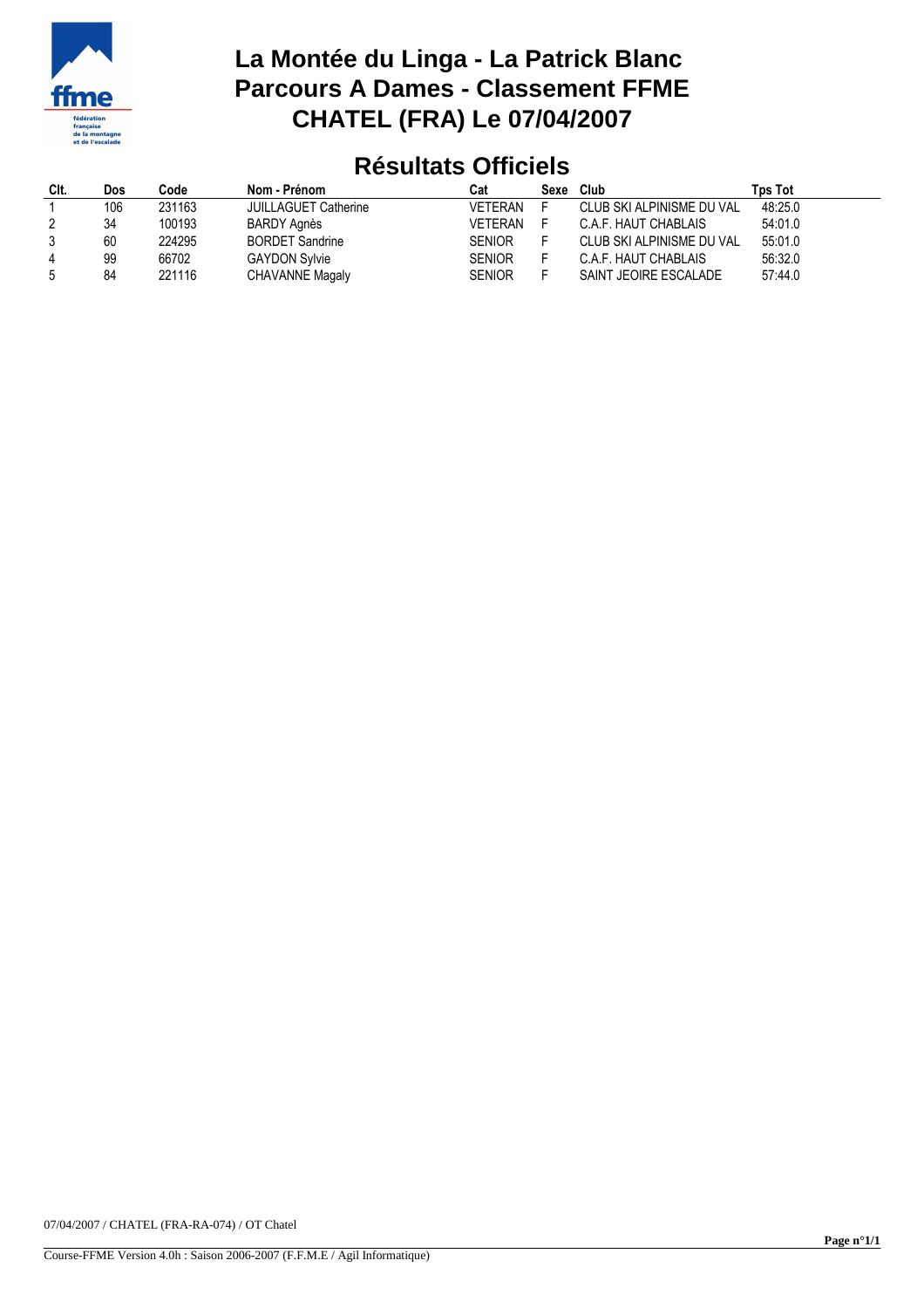# La Montée du Linga - La Patrick Blanc
# Parcours A Dames - Classement FFME
# CHATEL (FRA) Le 07/04/2007

## Résultats Officiels

| Clt. | Dos | Code | Nom - Prénom | Cat | Sexe | Club | Tps Tot |
|---|---|---|---|---|---|---|---|
| 1 | 106 | 231163 | JUILLAGUET Catherine | VETERAN | F | CLUB SKI ALPINISME DU VAL | 48:25.0 |
| 2 | 34 | 100193 | BARDY Agnès | VETERAN | F | C.A.F. HAUT CHABLAIS | 54:01.0 |
| 3 | 60 | 224295 | BORDET Sandrine | SENIOR | F | CLUB SKI ALPINISME DU VAL | 55:01.0 |
| 4 | 99 | 66702 | GAYDON Sylvie | SENIOR | F | C.A.F. HAUT CHABLAIS | 56:32.0 |
| 5 | 84 | 221116 | CHAVANNE Magaly | SENIOR | F | SAINT JEOIRE ESCALADE | 57:44.0 |

07/04/2007 / CHATEL (FRA-RA-074) / OT Chatel

Course-FFME Version 4.0h : Saison 2006-2007 (F.F.M.E / Agil Informatique)